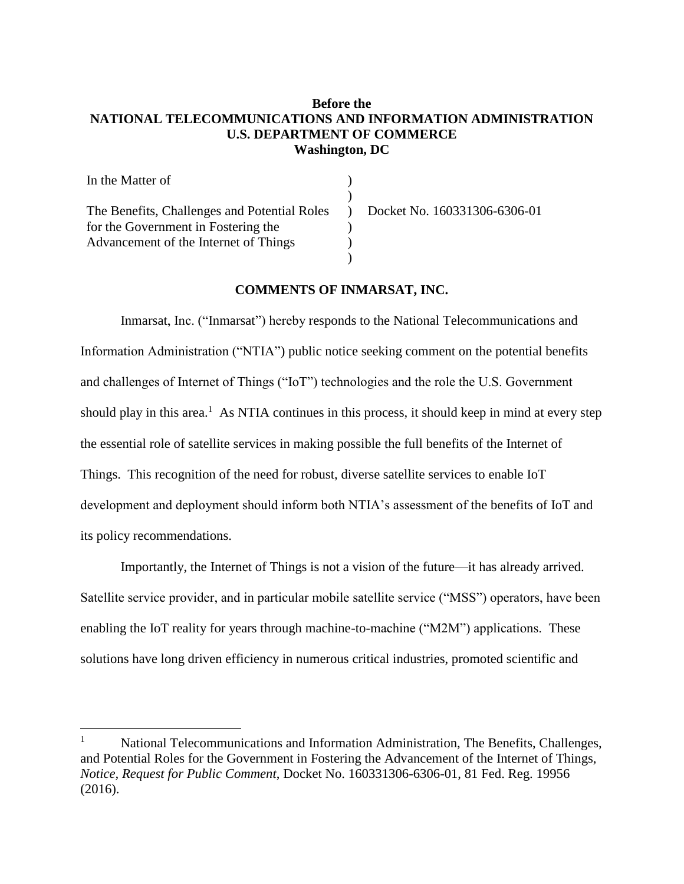**Before the**
**NATIONAL TELECOMMUNICATIONS AND INFORMATION ADMINISTRATION**
**U.S. DEPARTMENT OF COMMERCE**
**Washington, DC**

| | | |
|---|---|---|
| In the Matter of | ) | |
| | ) | |
| The Benefits, Challenges and Potential Roles for the Government in Fostering the Advancement of the Internet of Things | ) | Docket No. 160331306-6306-01 |
| | ) | |

**COMMENTS OF INMARSAT, INC.**

Inmarsat, Inc. ("Inmarsat") hereby responds to the National Telecommunications and Information Administration ("NTIA") public notice seeking comment on the potential benefits and challenges of Internet of Things ("IoT") technologies and the role the U.S. Government should play in this area.[1] As NTIA continues in this process, it should keep in mind at every step the essential role of satellite services in making possible the full benefits of the Internet of Things. This recognition of the need for robust, diverse satellite services to enable IoT development and deployment should inform both NTIA's assessment of the benefits of IoT and its policy recommendations.

Importantly, the Internet of Things is not a vision of the future—it has already arrived. Satellite service provider, and in particular mobile satellite service ("MSS") operators, have been enabling the IoT reality for years through machine-to-machine ("M2M") applications. These solutions have long driven efficiency in numerous critical industries, promoted scientific and

---

[1] National Telecommunications and Information Administration, The Benefits, Challenges, and Potential Roles for the Government in Fostering the Advancement of the Internet of Things, *Notice, Request for Public Comment*, Docket No. 160331306-6306-01, 81 Fed. Reg. 19956 (2016).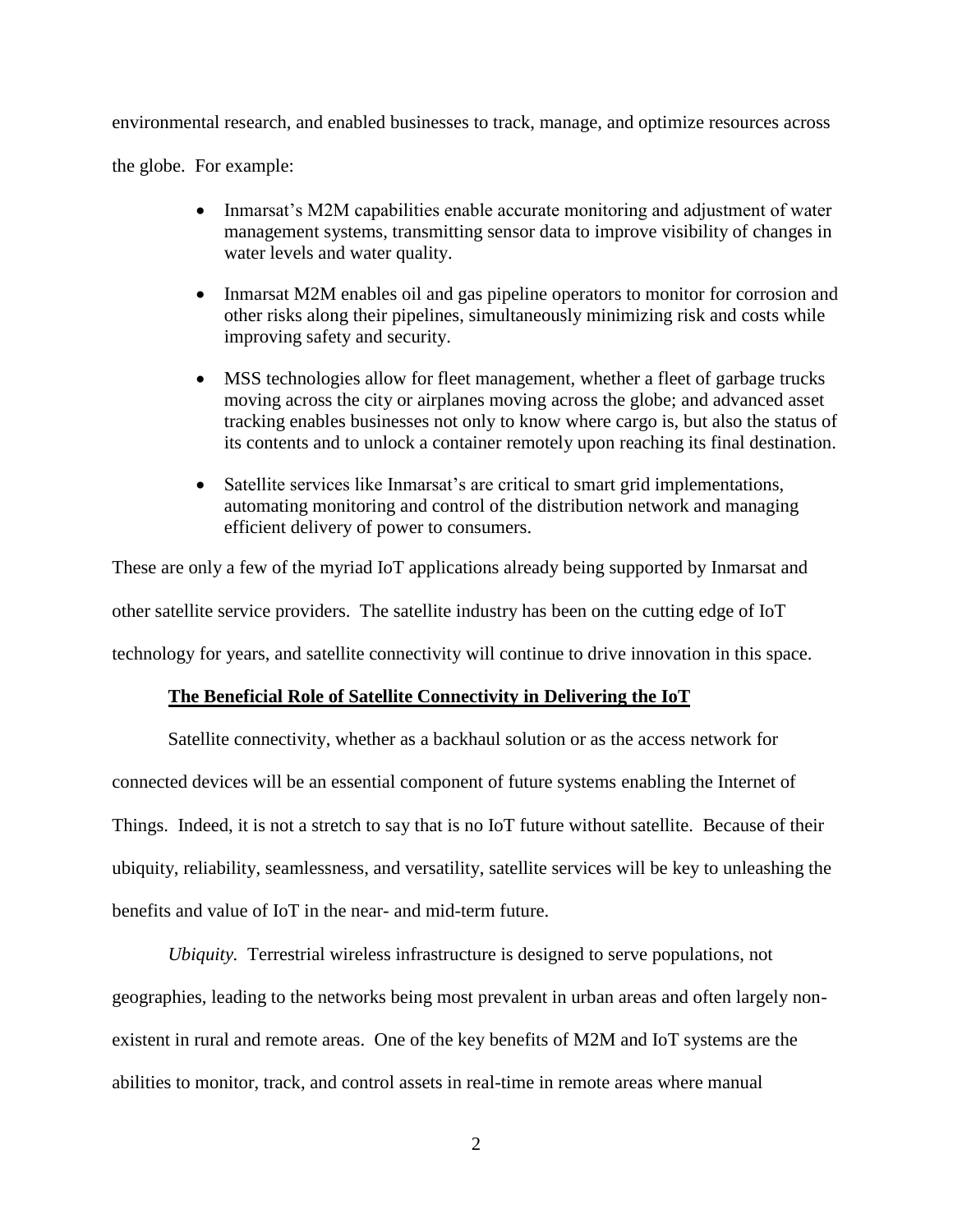environmental research, and enabled businesses to track, manage, and optimize resources across the globe. For example:

- Inmarsat's M2M capabilities enable accurate monitoring and adjustment of water management systems, transmitting sensor data to improve visibility of changes in water levels and water quality.
- Inmarsat M2M enables oil and gas pipeline operators to monitor for corrosion and other risks along their pipelines, simultaneously minimizing risk and costs while improving safety and security.
- MSS technologies allow for fleet management, whether a fleet of garbage trucks moving across the city or airplanes moving across the globe; and advanced asset tracking enables businesses not only to know where cargo is, but also the status of its contents and to unlock a container remotely upon reaching its final destination.
- Satellite services like Inmarsat's are critical to smart grid implementations, automating monitoring and control of the distribution network and managing efficient delivery of power to consumers.

These are only a few of the myriad IoT applications already being supported by Inmarsat and other satellite service providers. The satellite industry has been on the cutting edge of IoT technology for years, and satellite connectivity will continue to drive innovation in this space.

## **The Beneficial Role of Satellite Connectivity in Delivering the IoT**

Satellite connectivity, whether as a backhaul solution or as the access network for connected devices will be an essential component of future systems enabling the Internet of Things. Indeed, it is not a stretch to say that is no IoT future without satellite. Because of their ubiquity, reliability, seamlessness, and versatility, satellite services will be key to unleashing the benefits and value of IoT in the near- and mid-term future.

*Ubiquity.* Terrestrial wireless infrastructure is designed to serve populations, not geographies, leading to the networks being most prevalent in urban areas and often largely non-existent in rural and remote areas. One of the key benefits of M2M and IoT systems are the abilities to monitor, track, and control assets in real-time in remote areas where manual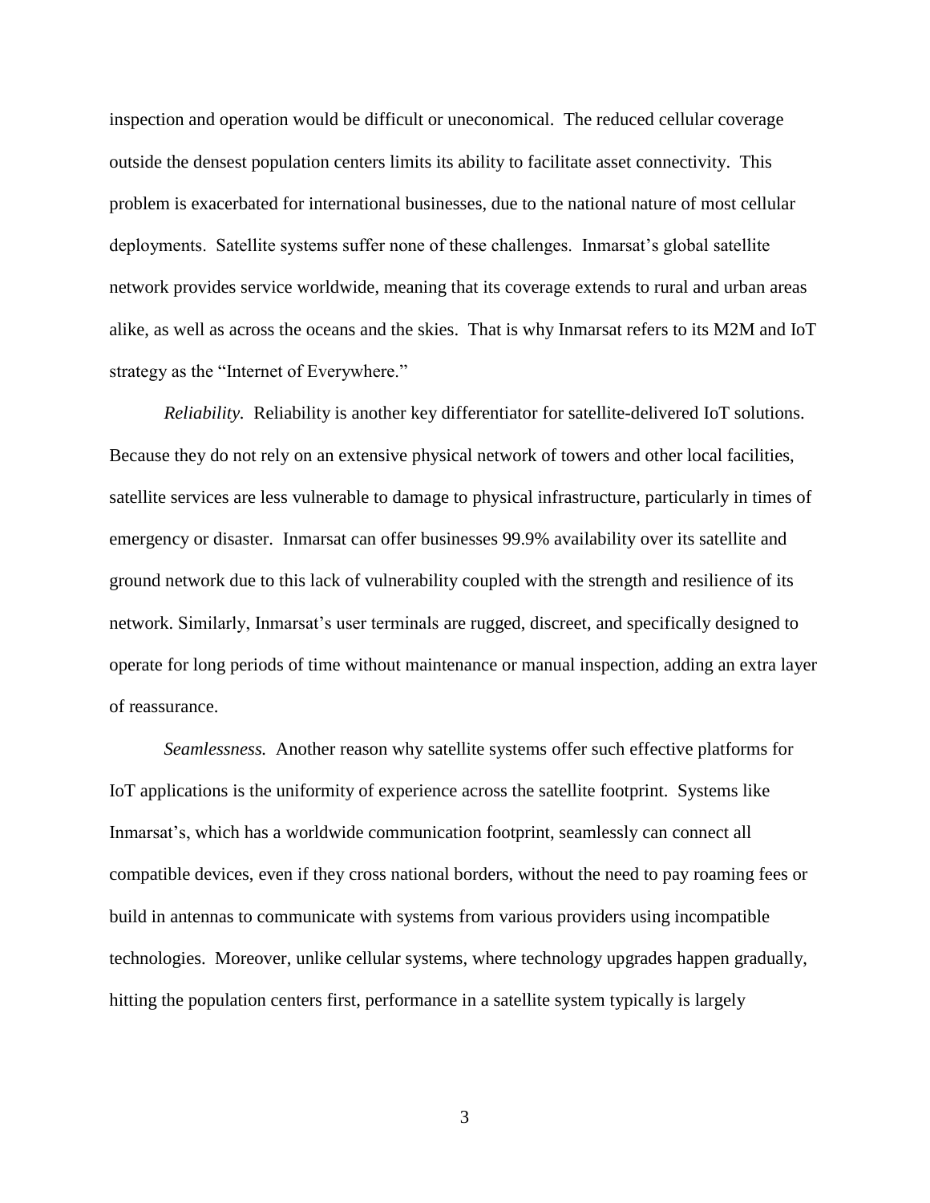inspection and operation would be difficult or uneconomical. The reduced cellular coverage outside the densest population centers limits its ability to facilitate asset connectivity. This problem is exacerbated for international businesses, due to the national nature of most cellular deployments. Satellite systems suffer none of these challenges. Inmarsat's global satellite network provides service worldwide, meaning that its coverage extends to rural and urban areas alike, as well as across the oceans and the skies. That is why Inmarsat refers to its M2M and IoT strategy as the "Internet of Everywhere."

*Reliability.* Reliability is another key differentiator for satellite-delivered IoT solutions. Because they do not rely on an extensive physical network of towers and other local facilities, satellite services are less vulnerable to damage to physical infrastructure, particularly in times of emergency or disaster. Inmarsat can offer businesses 99.9% availability over its satellite and ground network due to this lack of vulnerability coupled with the strength and resilience of its network. Similarly, Inmarsat's user terminals are rugged, discreet, and specifically designed to operate for long periods of time without maintenance or manual inspection, adding an extra layer of reassurance.

*Seamlessness.* Another reason why satellite systems offer such effective platforms for IoT applications is the uniformity of experience across the satellite footprint. Systems like Inmarsat's, which has a worldwide communication footprint, seamlessly can connect all compatible devices, even if they cross national borders, without the need to pay roaming fees or build in antennas to communicate with systems from various providers using incompatible technologies. Moreover, unlike cellular systems, where technology upgrades happen gradually, hitting the population centers first, performance in a satellite system typically is largely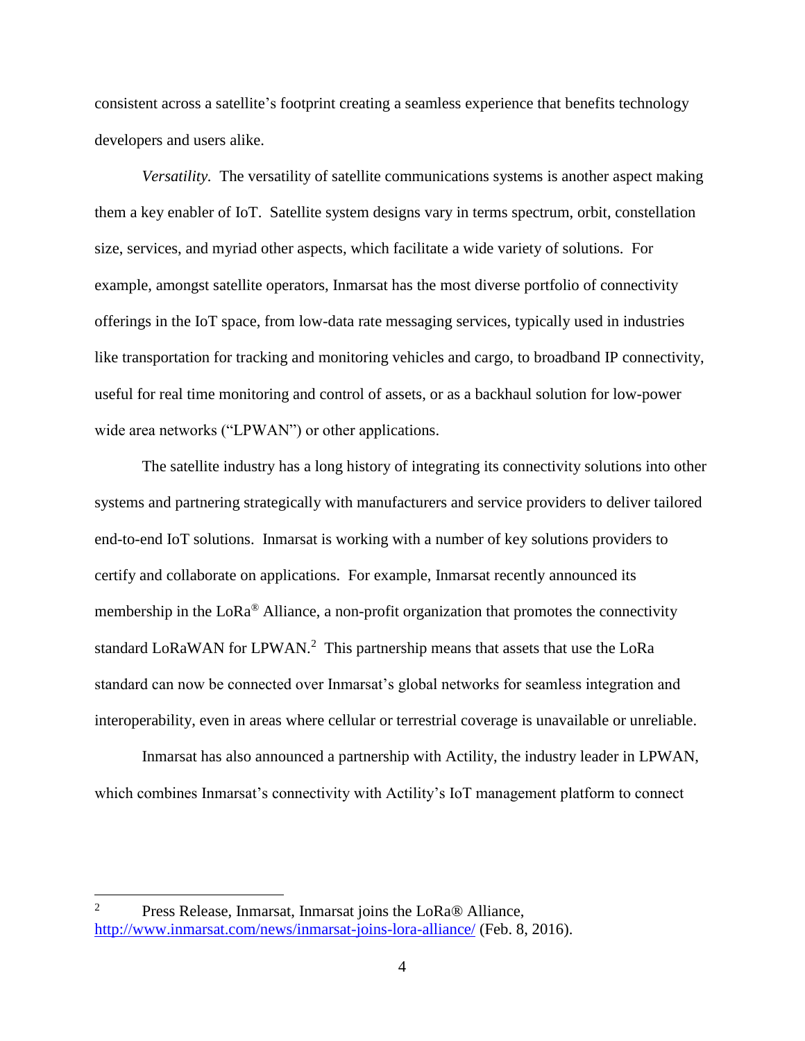consistent across a satellite's footprint creating a seamless experience that benefits technology developers and users alike.

*Versatility.* The versatility of satellite communications systems is another aspect making them a key enabler of IoT. Satellite system designs vary in terms spectrum, orbit, constellation size, services, and myriad other aspects, which facilitate a wide variety of solutions. For example, amongst satellite operators, Inmarsat has the most diverse portfolio of connectivity offerings in the IoT space, from low-data rate messaging services, typically used in industries like transportation for tracking and monitoring vehicles and cargo, to broadband IP connectivity, useful for real time monitoring and control of assets, or as a backhaul solution for low-power wide area networks ("LPWAN") or other applications.

The satellite industry has a long history of integrating its connectivity solutions into other systems and partnering strategically with manufacturers and service providers to deliver tailored end-to-end IoT solutions. Inmarsat is working with a number of key solutions providers to certify and collaborate on applications. For example, Inmarsat recently announced its membership in the LoRa® Alliance, a non-profit organization that promotes the connectivity standard LoRaWAN for LPWAN.[2] This partnership means that assets that use the LoRa standard can now be connected over Inmarsat's global networks for seamless integration and interoperability, even in areas where cellular or terrestrial coverage is unavailable or unreliable.

Inmarsat has also announced a partnership with Actility, the industry leader in LPWAN, which combines Inmarsat's connectivity with Actility's IoT management platform to connect

---

[2] Press Release, Inmarsat, Inmarsat joins the LoRa® Alliance, http://www.inmarsat.com/news/inmarsat-joins-lora-alliance/ (Feb. 8, 2016).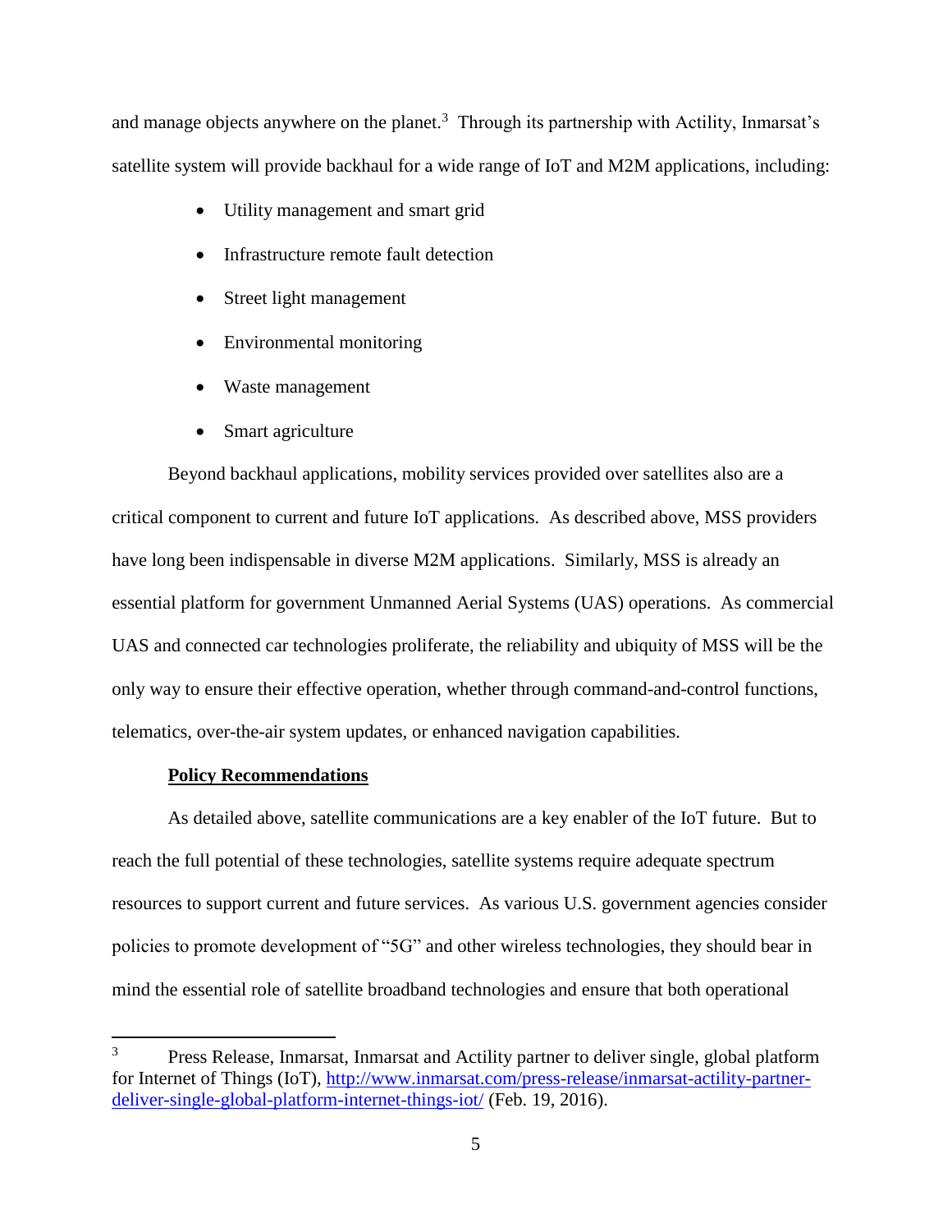and manage objects anywhere on the planet.[3] Through its partnership with Actility, Inmarsat's satellite system will provide backhaul for a wide range of IoT and M2M applications, including:

- Utility management and smart grid
- Infrastructure remote fault detection
- Street light management
- Environmental monitoring
- Waste management
- Smart agriculture

Beyond backhaul applications, mobility services provided over satellites also are a critical component to current and future IoT applications. As described above, MSS providers have long been indispensable in diverse M2M applications. Similarly, MSS is already an essential platform for government Unmanned Aerial Systems (UAS) operations. As commercial UAS and connected car technologies proliferate, the reliability and ubiquity of MSS will be the only way to ensure their effective operation, whether through command-and-control functions, telematics, over-the-air system updates, or enhanced navigation capabilities.

**Policy Recommendations**

As detailed above, satellite communications are a key enabler of the IoT future. But to reach the full potential of these technologies, satellite systems require adequate spectrum resources to support current and future services. As various U.S. government agencies consider policies to promote development of "5G" and other wireless technologies, they should bear in mind the essential role of satellite broadband technologies and ensure that both operational

---

[3] Press Release, Inmarsat, Inmarsat and Actility partner to deliver single, global platform for Internet of Things (IoT), http://www.inmarsat.com/press-release/inmarsat-actility-partner-deliver-single-global-platform-internet-things-iot/ (Feb. 19, 2016).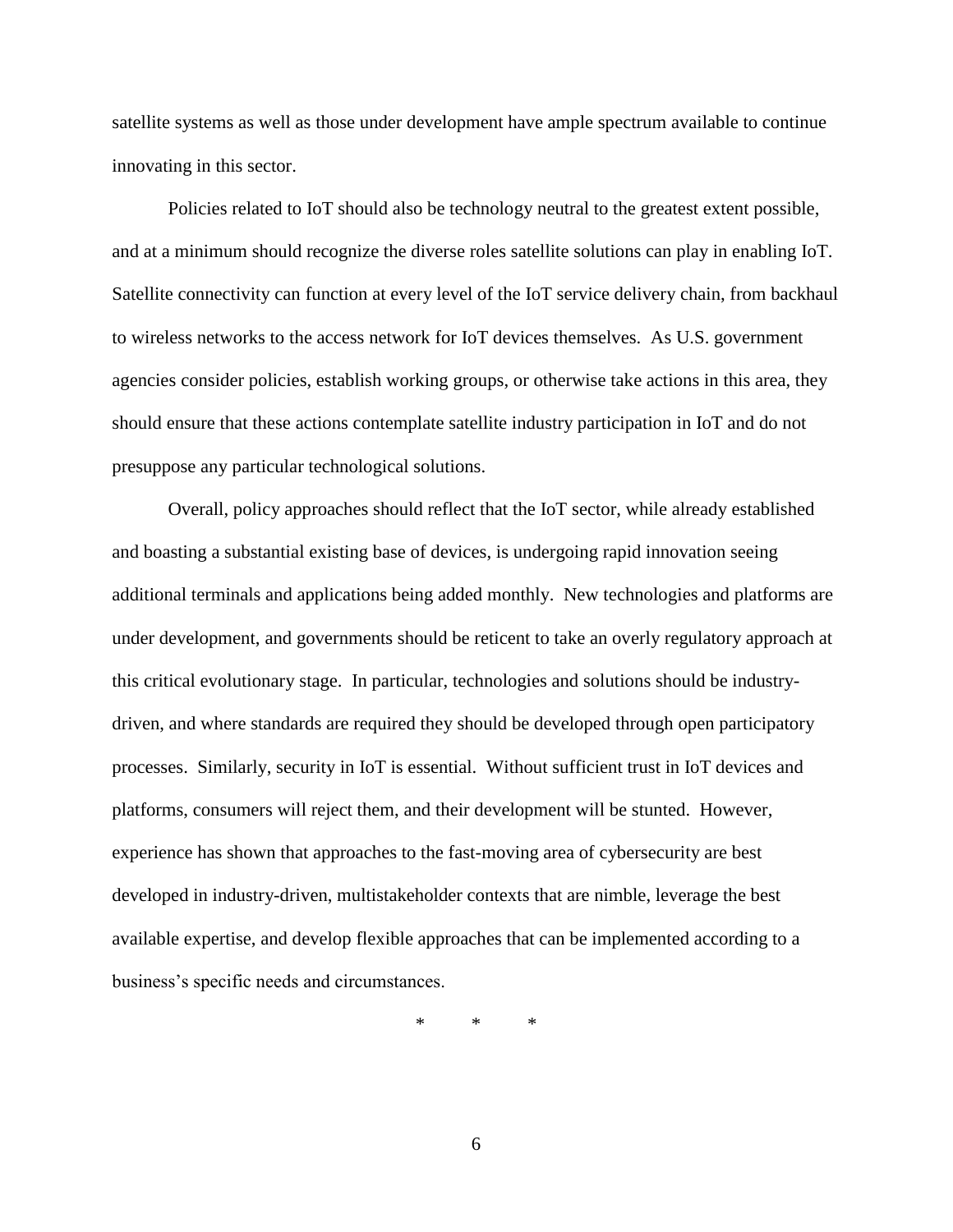satellite systems as well as those under development have ample spectrum available to continue innovating in this sector.

Policies related to IoT should also be technology neutral to the greatest extent possible, and at a minimum should recognize the diverse roles satellite solutions can play in enabling IoT. Satellite connectivity can function at every level of the IoT service delivery chain, from backhaul to wireless networks to the access network for IoT devices themselves. As U.S. government agencies consider policies, establish working groups, or otherwise take actions in this area, they should ensure that these actions contemplate satellite industry participation in IoT and do not presuppose any particular technological solutions.

Overall, policy approaches should reflect that the IoT sector, while already established and boasting a substantial existing base of devices, is undergoing rapid innovation seeing additional terminals and applications being added monthly. New technologies and platforms are under development, and governments should be reticent to take an overly regulatory approach at this critical evolutionary stage. In particular, technologies and solutions should be industry-driven, and where standards are required they should be developed through open participatory processes. Similarly, security in IoT is essential. Without sufficient trust in IoT devices and platforms, consumers will reject them, and their development will be stunted. However, experience has shown that approaches to the fast-moving area of cybersecurity are best developed in industry-driven, multistakeholder contexts that are nimble, leverage the best available expertise, and develop flexible approaches that can be implemented according to a business's specific needs and circumstances.

\* \* \*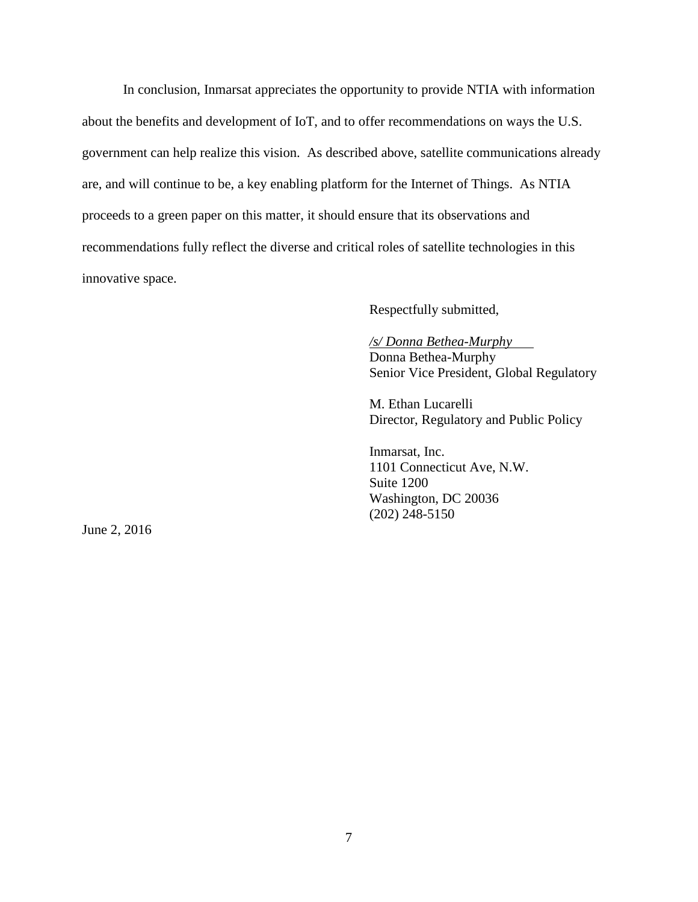In conclusion, Inmarsat appreciates the opportunity to provide NTIA with information about the benefits and development of IoT, and to offer recommendations on ways the U.S. government can help realize this vision. As described above, satellite communications already are, and will continue to be, a key enabling platform for the Internet of Things. As NTIA proceeds to a green paper on this matter, it should ensure that its observations and recommendations fully reflect the diverse and critical roles of satellite technologies in this innovative space.

Respectfully submitted,

*/s/ Donna Bethea-Murphy*
Donna Bethea-Murphy
Senior Vice President, Global Regulatory

M. Ethan Lucarelli
Director, Regulatory and Public Policy

Inmarsat, Inc.
1101 Connecticut Ave, N.W.
Suite 1200
Washington, DC 20036
(202) 248-5150

June 2, 2016